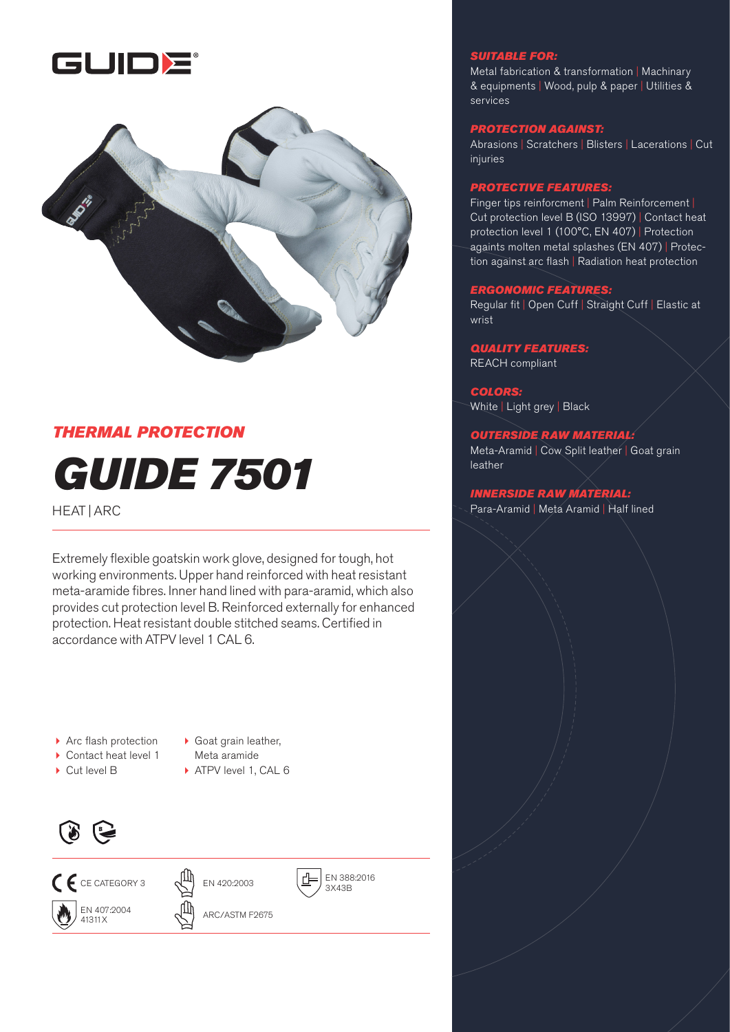GUIDE®

### THERMAL PROTECTION

# GUIDE 7501

HEAT | ARC

Extremely flexible goatskin work glove, designed for tough, hot working environments. Upper hand reinforced with heat resistant meta-aramide fibres. Inner hand lined with para-aramid, which also provides cut protection level B. Reinforced externally for enhanced protection. Heat resistant double stitched seams. Certified in accordance with ATPV level 1 CAL 6.

- Arc flash protection
- Contact heat level 1
- Cut level B
- Goat grain leather, Meta aramide
- ATPV level 1, CAL 6

CE CATEGORY 3

EN 420:2003

EN 388:2016
3X43B

EN 407:2004
41311X

ARC/ASTM F2675

***SUITABLE FOR:***

Metal fabrication & transformation | Machinary & equipments | Wood, pulp & paper | Utilities & services

***PROTECTION AGAINST:***

Abrasions | Scratchers | Blisters | Lacerations | Cut injuries

***PROTECTIVE FEATURES:***

Finger tips reinforcment | Palm Reinforcement | Cut protection level B (ISO 13997) | Contact heat protection level 1 (100°C, EN 407) | Protection againts molten metal splashes (EN 407) | Protection against arc flash | Radiation heat protection

***ERGONOMIC FEATURES:***

Regular fit | Open Cuff | Straight Cuff | Elastic at wrist

***QUALITY FEATURES:***

REACH compliant

***COLORS:***

White | Light grey | Black

***OUTERSIDE RAW MATERIAL:***

Meta-Aramid | Cow Split leather | Goat grain leather

***INNERSIDE RAW MATERIAL:***

Para-Aramid | Meta Aramid | Half lined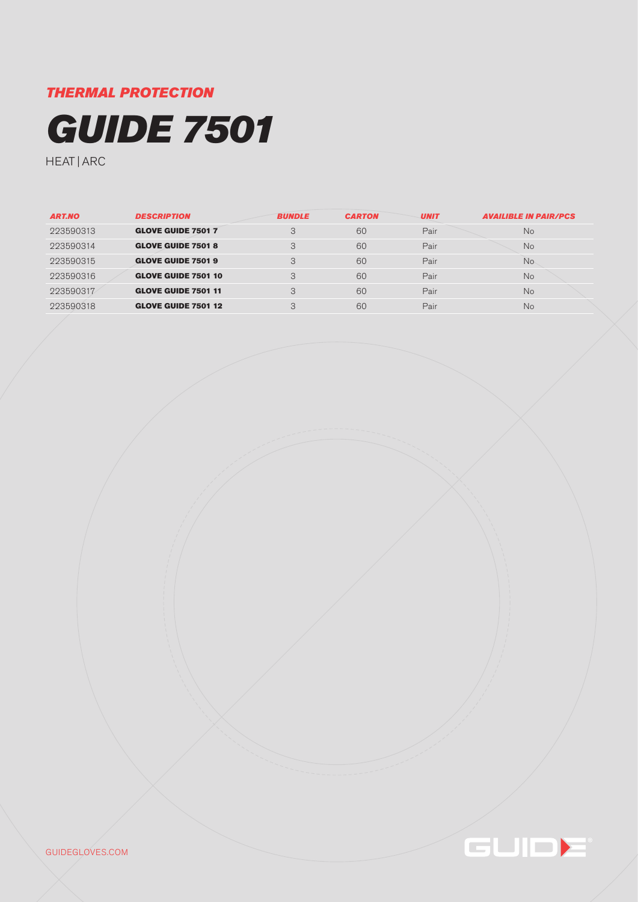*THERMAL PROTECTION*

# *GUIDE 7501*

HEAT | ARC

| *ART.NO* | *DESCRIPTION* | *BUNDLE* | *CARTON* | *UNIT* | *AVAILIBLE IN PAIR/PCS* |
|---|---|---|---|---|---|
| 223590313 | **GLOVE GUIDE 7501 7** | 3 | 60 | Pair | No |
| 223590314 | **GLOVE GUIDE 7501 8** | 3 | 60 | Pair | No |
| 223590315 | **GLOVE GUIDE 7501 9** | 3 | 60 | Pair | No |
| 223590316 | **GLOVE GUIDE 7501 10** | 3 | 60 | Pair | No |
| 223590317 | **GLOVE GUIDE 7501 11** | 3 | 60 | Pair | No |
| 223590318 | **GLOVE GUIDE 7501 12** | 3 | 60 | Pair | No |

GUIDEGLOVES.COM